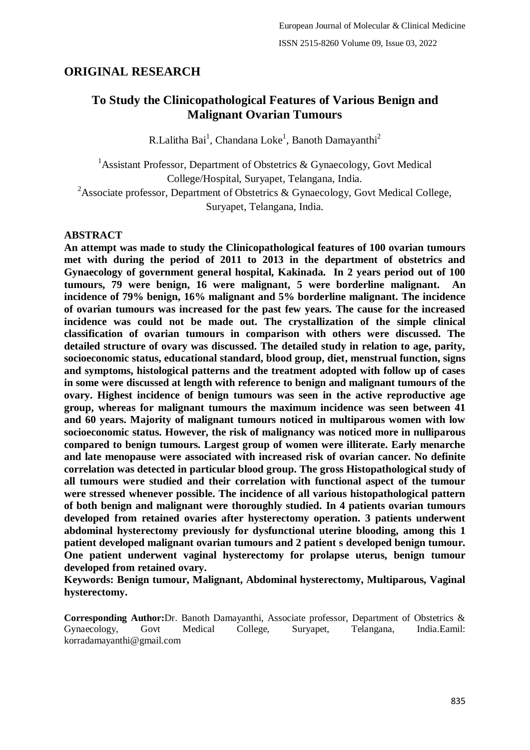## ORIGINAL RESEARCH

# To Study the Clinicopathological Features of Various Benign and Malignant Ovarian Tumours

R.Lalitha Bai[1], Chandana Loke[1], Banoth Damayanthi[2]

[1]Assistant Professor, Department of Obstetrics & Gynaecology, Govt Medical College/Hospital, Suryapet, Telangana, India.
[2]Associate professor, Department of Obstetrics & Gynaecology, Govt Medical College, Suryapet, Telangana, India.

### ABSTRACT

**An attempt was made to study the Clinicopathological features of 100 ovarian tumours met with during the period of 2011 to 2013 in the department of obstetrics and Gynaecology of government general hospital, Kakinada. In 2 years period out of 100 tumours, 79 were benign, 16 were malignant, 5 were borderline malignant. An incidence of 79% benign, 16% malignant and 5% borderline malignant. The incidence of ovarian tumours was increased for the past few years. The cause for the increased incidence was could not be made out. The crystallization of the simple clinical classification of ovarian tumours in comparison with others were discussed. The detailed structure of ovary was discussed. The detailed study in relation to age, parity, socioeconomic status, educational standard, blood group, diet, menstrual function, signs and symptoms, histological patterns and the treatment adopted with follow up of cases in some were discussed at length with reference to benign and malignant tumours of the ovary. Highest incidence of benign tumours was seen in the active reproductive age group, whereas for malignant tumours the maximum incidence was seen between 41 and 60 years. Majority of malignant tumours noticed in multiparous women with low socioeconomic status. However, the risk of malignancy was noticed more in nulliparous compared to benign tumours. Largest group of women were illiterate. Early menarche and late menopause were associated with increased risk of ovarian cancer. No definite correlation was detected in particular blood group. The gross Histopathological study of all tumours were studied and their correlation with functional aspect of the tumour were stressed whenever possible. The incidence of all various histopathological pattern of both benign and malignant were thoroughly studied. In 4 patients ovarian tumours developed from retained ovaries after hysterectomy operation. 3 patients underwent abdominal hysterectomy previously for dysfunctional uterine blooding, among this 1 patient developed malignant ovarian tumours and 2 patient s developed benign tumour. One patient underwent vaginal hysterectomy for prolapse uterus, benign tumour developed from retained ovary.**

**Keywords: Benign tumour, Malignant, Abdominal hysterectomy, Multiparous, Vaginal hysterectomy.**

**Corresponding Author:** Dr. Banoth Damayanthi, Associate professor, Department of Obstetrics & Gynaecology, Govt Medical College, Suryapet, Telangana, India.Eamil: korradamayanthi@gmail.com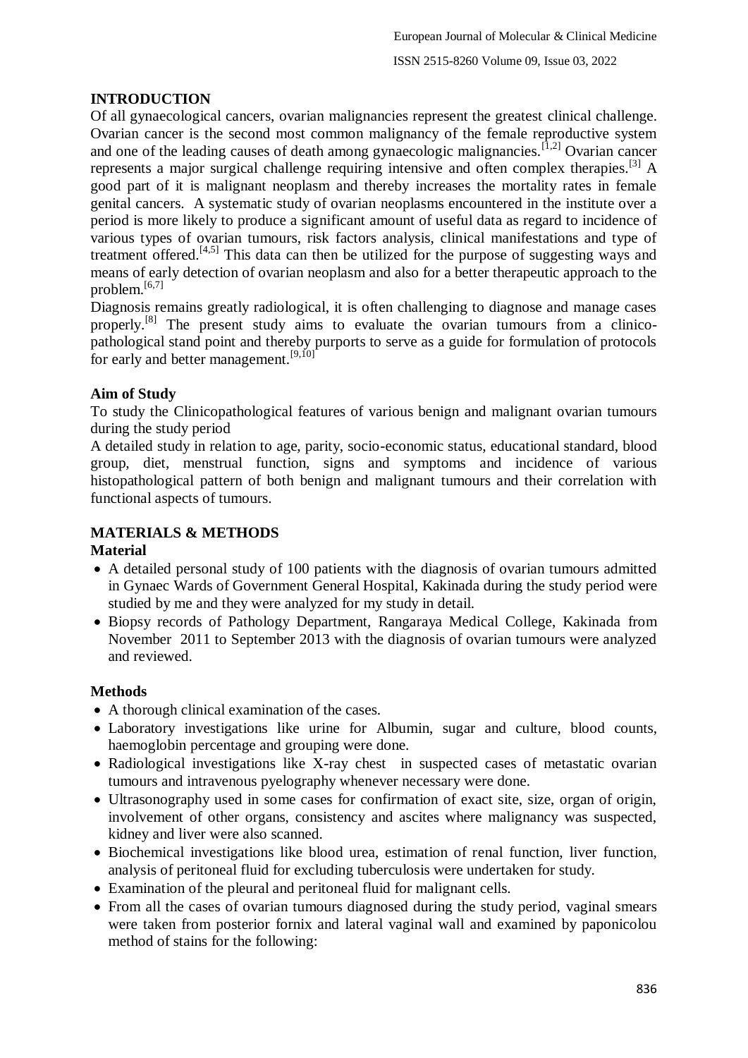## INTRODUCTION

Of all gynaecological cancers, ovarian malignancies represent the greatest clinical challenge. Ovarian cancer is the second most common malignancy of the female reproductive system and one of the leading causes of death among gynaecologic malignancies.[1,2] Ovarian cancer represents a major surgical challenge requiring intensive and often complex therapies.[3] A good part of it is malignant neoplasm and thereby increases the mortality rates in female genital cancers. A systematic study of ovarian neoplasms encountered in the institute over a period is more likely to produce a significant amount of useful data as regard to incidence of various types of ovarian tumours, risk factors analysis, clinical manifestations and type of treatment offered.[4,5] This data can then be utilized for the purpose of suggesting ways and means of early detection of ovarian neoplasm and also for a better therapeutic approach to the problem.[6,7]

Diagnosis remains greatly radiological, it is often challenging to diagnose and manage cases properly.[8] The present study aims to evaluate the ovarian tumours from a clinico-pathological stand point and thereby purports to serve as a guide for formulation of protocols for early and better management.[9,10]

### Aim of Study

To study the Clinicopathological features of various benign and malignant ovarian tumours during the study period

A detailed study in relation to age, parity, socio-economic status, educational standard, blood group, diet, menstrual function, signs and symptoms and incidence of various histopathological pattern of both benign and malignant tumours and their correlation with functional aspects of tumours.

## MATERIALS & METHODS

### Material

- A detailed personal study of 100 patients with the diagnosis of ovarian tumours admitted in Gynaec Wards of Government General Hospital, Kakinada during the study period were studied by me and they were analyzed for my study in detail.
- Biopsy records of Pathology Department, Rangaraya Medical College, Kakinada from November 2011 to September 2013 with the diagnosis of ovarian tumours were analyzed and reviewed.

### Methods

- A thorough clinical examination of the cases.
- Laboratory investigations like urine for Albumin, sugar and culture, blood counts, haemoglobin percentage and grouping were done.
- Radiological investigations like X-ray chest in suspected cases of metastatic ovarian tumours and intravenous pyelography whenever necessary were done.
- Ultrasonography used in some cases for confirmation of exact site, size, organ of origin, involvement of other organs, consistency and ascites where malignancy was suspected, kidney and liver were also scanned.
- Biochemical investigations like blood urea, estimation of renal function, liver function, analysis of peritoneal fluid for excluding tuberculosis were undertaken for study.
- Examination of the pleural and peritoneal fluid for malignant cells.
- From all the cases of ovarian tumours diagnosed during the study period, vaginal smears were taken from posterior fornix and lateral vaginal wall and examined by paponicolou method of stains for the following: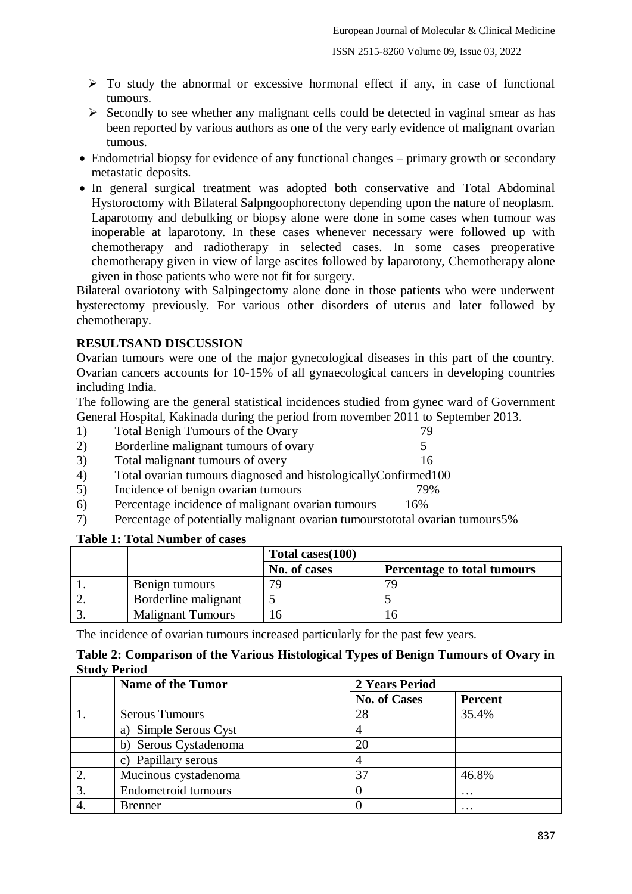- ➢ To study the abnormal or excessive hormonal effect if any, in case of functional tumours.
- ➢ Secondly to see whether any malignant cells could be detected in vaginal smear as has been reported by various authors as one of the very early evidence of malignant ovarian tumous.

- Endometrial biopsy for evidence of any functional changes – primary growth or secondary metastatic deposits.
- In general surgical treatment was adopted both conservative and Total Abdominal Hystoroctomy with Bilateral Salpngoophorectony depending upon the nature of neoplasm. Laparotomy and debulking or biopsy alone were done in some cases when tumour was inoperable at laparotony. In these cases whenever necessary were followed up with chemotherapy and radiotherapy in selected cases. In some cases preoperative chemotherapy given in view of large ascites followed by laparotony, Chemotherapy alone given in those patients who were not fit for surgery.

Bilateral ovariotony with Salpingectomy alone done in those patients who were underwent hysterectomy previously. For various other disorders of uterus and later followed by chemotherapy.

**RESULTSAND DISCUSSION**

Ovarian tumours were one of the major gynecological diseases in this part of the country. Ovarian cancers accounts for 10-15% of all gynaecological cancers in developing countries including India.

The following are the general statistical incidences studied from gynec ward of Government General Hospital, Kakinada during the period from november 2011 to September 2013.

1) Total Benigh Tumours of the Ovary 79
2) Borderline malignant tumours of ovary 5
3) Total malignant tumours of overy 16
4) Total ovarian tumours diagnosed and histologicallyConfirmed100
5) Incidence of benign ovarian tumours 79%
6) Percentage incidence of malignant ovarian tumours 16%
7) Percentage of potentially malignant ovarian tumourstototal ovarian tumours5%

**Table 1: Total Number of cases**

| | | Total cases(100) | |
|---|---|---|---|
| | | **No. of cases** | **Percentage to total tumours** |
| 1. | Benign tumours | 79 | 79 |
| 2. | Borderline malignant | 5 | 5 |
| 3. | Malignant Tumours | 16 | 16 |

The incidence of ovarian tumours increased particularly for the past few years.

**Table 2: Comparison of the Various Histological Types of Benign Tumours of Ovary in Study Period**

| | **Name of the Tumor** | **2 Years Period** | |
|---|---|---|---|
| | | **No. of Cases** | **Percent** |
| 1. | Serous Tumours | 28 | 35.4% |
| | a) Simple Serous Cyst | 4 | |
| | b) Serous Cystadenoma | 20 | |
| | c) Papillary serous | 4 | |
| 2. | Mucinous cystadenoma | 37 | 46.8% |
| 3. | Endometroid tumours | 0 | … |
| 4. | Brenner | 0 | … |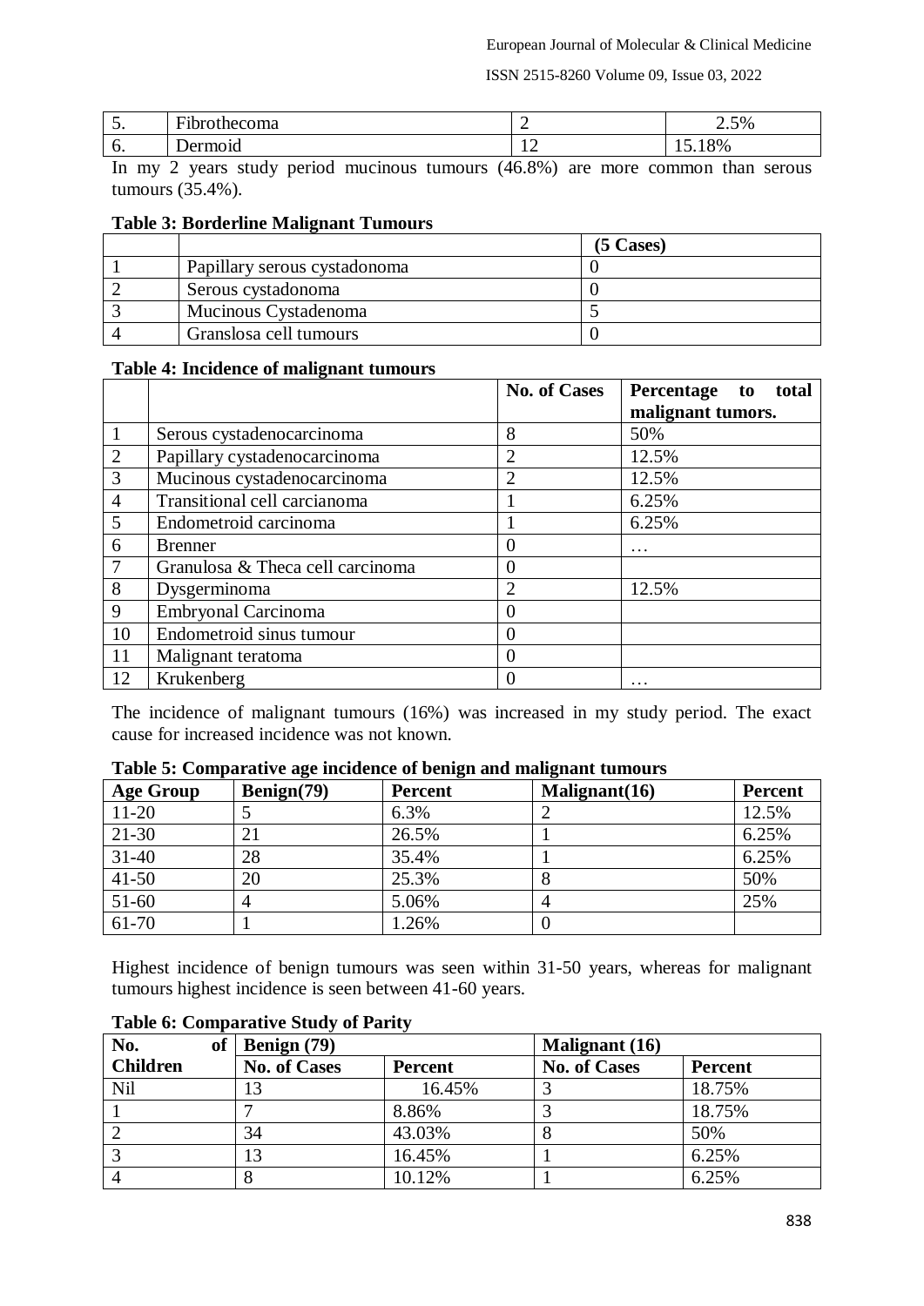| 5. | Fibrothecoma | 2 | 2.5% |
|---|---|---|---|
| 6. | Dermoid | 12 | 15.18% |

In my 2 years study period mucinous tumours (46.8%) are more common than serous tumours (35.4%).

**Table 3: Borderline Malignant Tumours**

| | | (5 Cases) |
|---|---|---|
| 1 | Papillary serous cystadonoma | 0 |
| 2 | Serous cystadonoma | 0 |
| 3 | Mucinous Cystadenoma | 5 |
| 4 | Granslosa cell tumours | 0 |

**Table 4: Incidence of malignant tumours**

| | | No. of Cases | Percentage to total malignant tumors. |
|---|---|---|---|
| 1 | Serous cystadenocarcinoma | 8 | 50% |
| 2 | Papillary cystadenocarcinoma | 2 | 12.5% |
| 3 | Mucinous cystadenocarcinoma | 2 | 12.5% |
| 4 | Transitional cell carcianoma | 1 | 6.25% |
| 5 | Endometroid carcinoma | 1 | 6.25% |
| 6 | Brenner | 0 | … |
| 7 | Granulosa & Theca cell carcinoma | 0 | |
| 8 | Dysgerminoma | 2 | 12.5% |
| 9 | Embryonal Carcinoma | 0 | |
| 10 | Endometroid sinus tumour | 0 | |
| 11 | Malignant teratoma | 0 | |
| 12 | Krukenberg | 0 | … |

The incidence of malignant tumours (16%) was increased in my study period. The exact cause for increased incidence was not known.

**Table 5: Comparative age incidence of benign and malignant tumours**

| Age Group | Benign(79) | Percent | Malignant(16) | Percent |
|---|---|---|---|---|
| 11-20 | 5 | 6.3% | 2 | 12.5% |
| 21-30 | 21 | 26.5% | 1 | 6.25% |
| 31-40 | 28 | 35.4% | 1 | 6.25% |
| 41-50 | 20 | 25.3% | 8 | 50% |
| 51-60 | 4 | 5.06% | 4 | 25% |
| 61-70 | 1 | 1.26% | 0 | |

Highest incidence of benign tumours was seen within 31-50 years, whereas for malignant tumours highest incidence is seen between 41-60 years.

**Table 6: Comparative Study of Parity**

| No. of Children | Benign (79) | | Malignant (16) | |
|---|---|---|---|---|
| | No. of Cases | Percent | No. of Cases | Percent |
| Nil | 13 | 16.45% | 3 | 18.75% |
| 1 | 7 | 8.86% | 3 | 18.75% |
| 2 | 34 | 43.03% | 8 | 50% |
| 3 | 13 | 16.45% | 1 | 6.25% |
| 4 | 8 | 10.12% | 1 | 6.25% |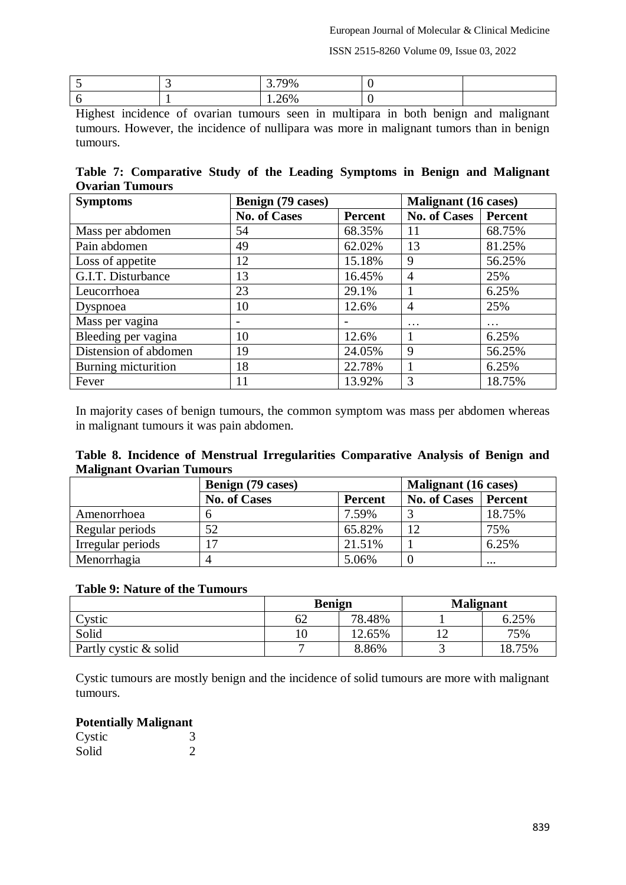| 5 | 3 | 3.79% | 0 | |
|---|---|---|---|---|
| 6 | 1 | 1.26% | 0 | |

Highest incidence of ovarian tumours seen in multipara in both benign and malignant tumours. However, the incidence of nullipara was more in malignant tumors than in benign tumours.

**Table 7: Comparative Study of the Leading Symptoms in Benign and Malignant Ovarian Tumours**

| Symptoms | Benign (79 cases) | | Malignant (16 cases) | |
|---|---|---|---|---|
| | No. of Cases | Percent | No. of Cases | Percent |
| Mass per abdomen | 54 | 68.35% | 11 | 68.75% |
| Pain abdomen | 49 | 62.02% | 13 | 81.25% |
| Loss of appetite | 12 | 15.18% | 9 | 56.25% |
| G.I.T. Disturbance | 13 | 16.45% | 4 | 25% |
| Leucorrhoea | 23 | 29.1% | 1 | 6.25% |
| Dyspnoea | 10 | 12.6% | 4 | 25% |
| Mass per vagina | - | - | … | … |
| Bleeding per vagina | 10 | 12.6% | 1 | 6.25% |
| Distension of abdomen | 19 | 24.05% | 9 | 56.25% |
| Burning micturition | 18 | 22.78% | 1 | 6.25% |
| Fever | 11 | 13.92% | 3 | 18.75% |

In majority cases of benign tumours, the common symptom was mass per abdomen whereas in malignant tumours it was pain abdomen.

**Table 8. Incidence of Menstrual Irregularities Comparative Analysis of Benign and Malignant Ovarian Tumours**

| | Benign (79 cases) | | Malignant (16 cases) | |
|---|---|---|---|---|
| | No. of Cases | Percent | No. of Cases | Percent |
| Amenorrhoea | 6 | 7.59% | 3 | 18.75% |
| Regular periods | 52 | 65.82% | 12 | 75% |
| Irregular periods | 17 | 21.51% | 1 | 6.25% |
| Menorrhagia | 4 | 5.06% | 0 | ... |

**Table 9: Nature of the Tumours**

| | Benign | | Malignant | |
|---|---|---|---|---|
| Cystic | 62 | 78.48% | 1 | 6.25% |
| Solid | 10 | 12.65% | 12 | 75% |
| Partly cystic & solid | 7 | 8.86% | 3 | 18.75% |

Cystic tumours are mostly benign and the incidence of solid tumours are more with malignant tumours.

**Potentially Malignant**

Cystic 3

Solid 2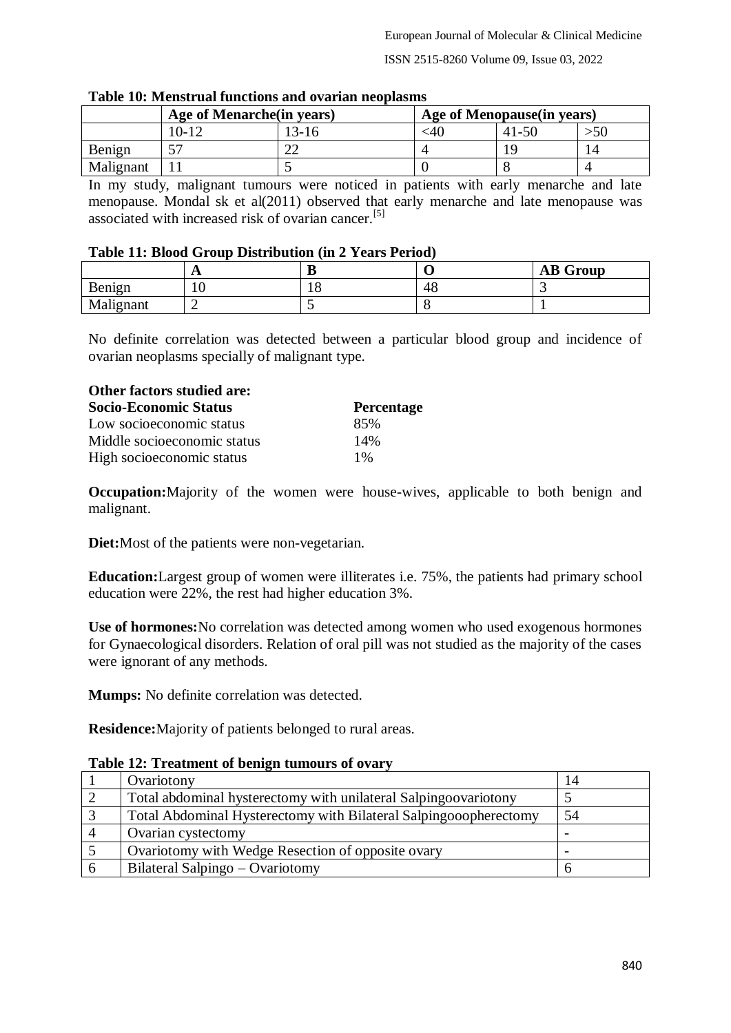**Table 10: Menstrual functions and ovarian neoplasms**

| | Age of Menarche(in years) | | Age of Menopause(in years) | | |
|---|---|---|---|---|---|
| | 10-12 | 13-16 | <40 | 41-50 | >50 |
| Benign | 57 | 22 | 4 | 19 | 14 |
| Malignant | 11 | 5 | 0 | 8 | 4 |

In my study, malignant tumours were noticed in patients with early menarche and late menopause. Mondal sk et al(2011) observed that early menarche and late menopause was associated with increased risk of ovarian cancer.[5]

**Table 11: Blood Group Distribution (in 2 Years Period)**

| | A | B | O | AB Group |
|---|---|---|---|---|
| Benign | 10 | 18 | 48 | 3 |
| Malignant | 2 | 5 | 8 | 1 |

No definite correlation was detected between a particular blood group and incidence of ovarian neoplasms specially of malignant type.

**Other factors studied are:**

| Socio-Economic Status | Percentage |
|---|---|
| Low socioeconomic status | 85% |
| Middle socioeconomic status | 14% |
| High socioeconomic status | 1% |

**Occupation:** Majority of the women were house-wives, applicable to both benign and malignant.

**Diet:** Most of the patients were non-vegetarian.

**Education:** Largest group of women were illiterates i.e. 75%, the patients had primary school education were 22%, the rest had higher education 3%.

**Use of hormones:** No correlation was detected among women who used exogenous hormones for Gynaecological disorders. Relation of oral pill was not studied as the majority of the cases were ignorant of any methods.

**Mumps:** No definite correlation was detected.

**Residence:** Majority of patients belonged to rural areas.

**Table 12: Treatment of benign tumours of ovary**

| | | |
|---|---|---|
| 1 | Ovariotony | 14 |
| 2 | Total abdominal hysterectomy with unilateral Salpingoovariotony | 5 |
| 3 | Total Abdominal Hysterectomy with Bilateral Salpingooopherectomy | 54 |
| 4 | Ovarian cystectomy | - |
| 5 | Ovariotomy with Wedge Resection of opposite ovary | - |
| 6 | Bilateral Salpingo – Ovariotomy | 6 |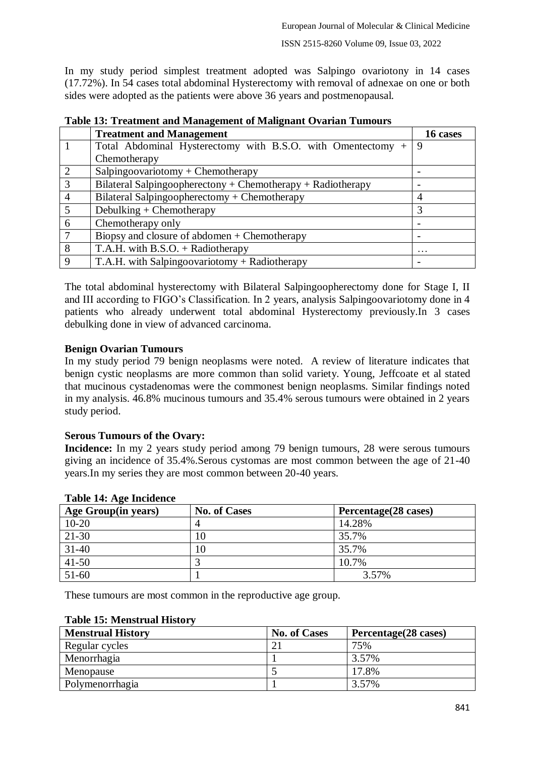In my study period simplest treatment adopted was Salpingo ovariotony in 14 cases (17.72%). In 54 cases total abdominal Hysterectomy with removal of adnexae on one or both sides were adopted as the patients were above 36 years and postmenopausal.

**Table 13: Treatment and Management of Malignant Ovarian Tumours**

| | Treatment and Management | 16 cases |
|---|---|---|
| 1 | Total Abdominal Hysterectomy with B.S.O. with Omentectomy + Chemotherapy | 9 |
| 2 | Salpingoovariotomy + Chemotherapy | - |
| 3 | Bilateral Salpingoopherectony + Chemotherapy + Radiotherapy | - |
| 4 | Bilateral Salpingoopherectomy + Chemotherapy | 4 |
| 5 | Debulking + Chemotherapy | 3 |
| 6 | Chemotherapy only | - |
| 7 | Biopsy and closure of abdomen + Chemotherapy | - |
| 8 | T.A.H. with B.S.O. + Radiotherapy | … |
| 9 | T.A.H. with Salpingoovariotomy + Radiotherapy | - |

The total abdominal hysterectomy with Bilateral Salpingoopherectomy done for Stage I, II and III according to FIGO's Classification. In 2 years, analysis Salpingoovariotomy done in 4 patients who already underwent total abdominal Hysterectomy previously.In 3 cases debulking done in view of advanced carcinoma.

**Benign Ovarian Tumours**

In my study period 79 benign neoplasms were noted. A review of literature indicates that benign cystic neoplasms are more common than solid variety. Young, Jeffcoate et al stated that mucinous cystadenomas were the commonest benign neoplasms. Similar findings noted in my analysis. 46.8% mucinous tumours and 35.4% serous tumours were obtained in 2 years study period.

**Serous Tumours of the Ovary:**

**Incidence:** In my 2 years study period among 79 benign tumours, 28 were serous tumours giving an incidence of 35.4%.Serous cystomas are most common between the age of 21-40 years.In my series they are most common between 20-40 years.

**Table 14: Age Incidence**

| Age Group(in years) | No. of Cases | Percentage(28 cases) |
|---|---|---|
| 10-20 | 4 | 14.28% |
| 21-30 | 10 | 35.7% |
| 31-40 | 10 | 35.7% |
| 41-50 | 3 | 10.7% |
| 51-60 | 1 | 3.57% |

These tumours are most common in the reproductive age group.

**Table 15: Menstrual History**

| Menstrual History | No. of Cases | Percentage(28 cases) |
|---|---|---|
| Regular cycles | 21 | 75% |
| Menorrhagia | 1 | 3.57% |
| Menopause | 5 | 17.8% |
| Polymenorrhagia | 1 | 3.57% |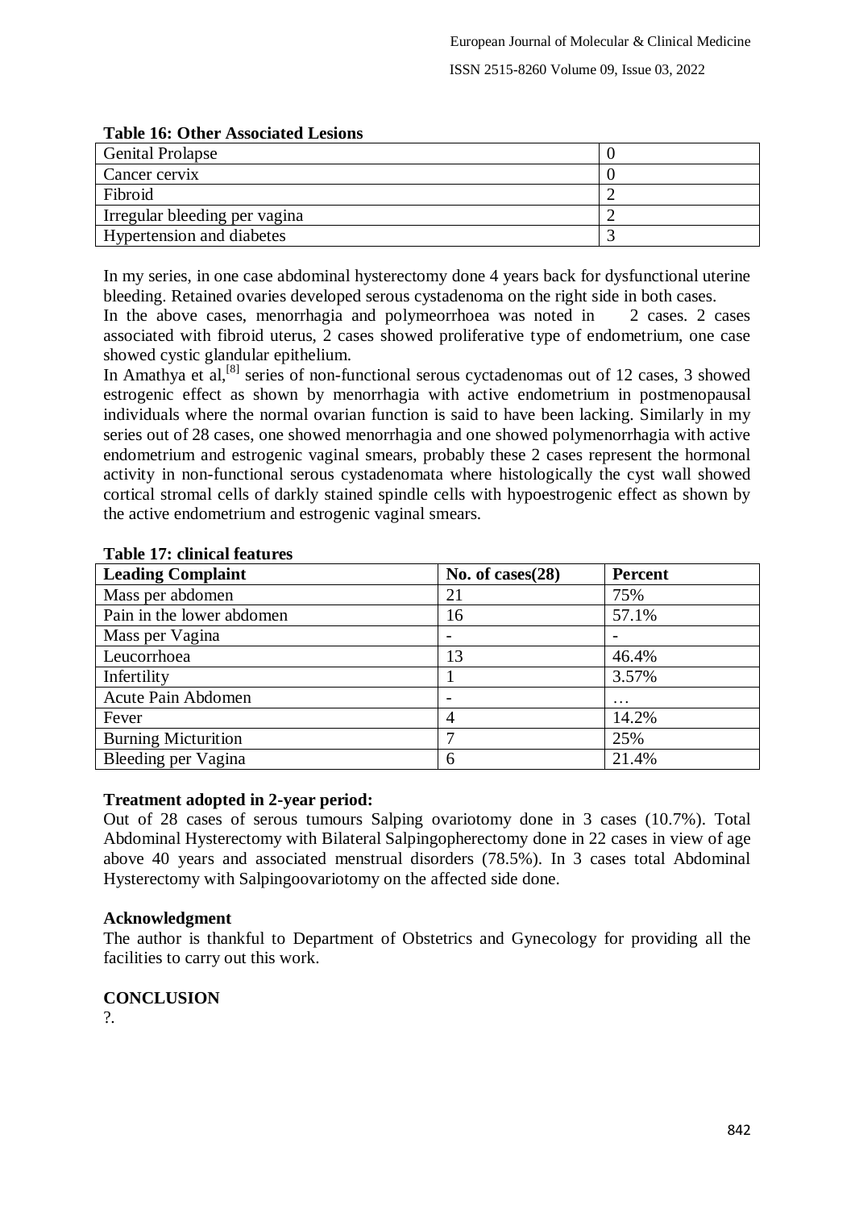**Table 16: Other Associated Lesions**

| | |
|---|---|
| Genital Prolapse | 0 |
| Cancer cervix | 0 |
| Fibroid | 2 |
| Irregular bleeding per vagina | 2 |
| Hypertension and diabetes | 3 |

In my series, in one case abdominal hysterectomy done 4 years back for dysfunctional uterine bleeding. Retained ovaries developed serous cystadenoma on the right side in both cases.
In the above cases, menorrhagia and polymeorrhoea was noted in 2 cases. 2 cases associated with fibroid uterus, 2 cases showed proliferative type of endometrium, one case showed cystic glandular epithelium.
In Amathya et al,[8] series of non-functional serous cyctadenomas out of 12 cases, 3 showed estrogenic effect as shown by menorrhagia with active endometrium in postmenopausal individuals where the normal ovarian function is said to have been lacking. Similarly in my series out of 28 cases, one showed menorrhagia and one showed polymenorrhagia with active endometrium and estrogenic vaginal smears, probably these 2 cases represent the hormonal activity in non-functional serous cystadenomata where histologically the cyst wall showed cortical stromal cells of darkly stained spindle cells with hypoestrogenic effect as shown by the active endometrium and estrogenic vaginal smears.

**Table 17: clinical features**

| Leading Complaint | No. of cases(28) | Percent |
|---|---|---|
| Mass per abdomen | 21 | 75% |
| Pain in the lower abdomen | 16 | 57.1% |
| Mass per Vagina | - | - |
| Leucorrhoea | 13 | 46.4% |
| Infertility | 1 | 3.57% |
| Acute Pain Abdomen | - | … |
| Fever | 4 | 14.2% |
| Burning Micturition | 7 | 25% |
| Bleeding per Vagina | 6 | 21.4% |

**Treatment adopted in 2-year period:**

Out of 28 cases of serous tumours Salping ovariotomy done in 3 cases (10.7%). Total Abdominal Hysterectomy with Bilateral Salpingopherectomy done in 22 cases in view of age above 40 years and associated menstrual disorders (78.5%). In 3 cases total Abdominal Hysterectomy with Salpingoovariotomy on the affected side done.

**Acknowledgment**

The author is thankful to Department of Obstetrics and Gynecology for providing all the facilities to carry out this work.

**CONCLUSION**

?.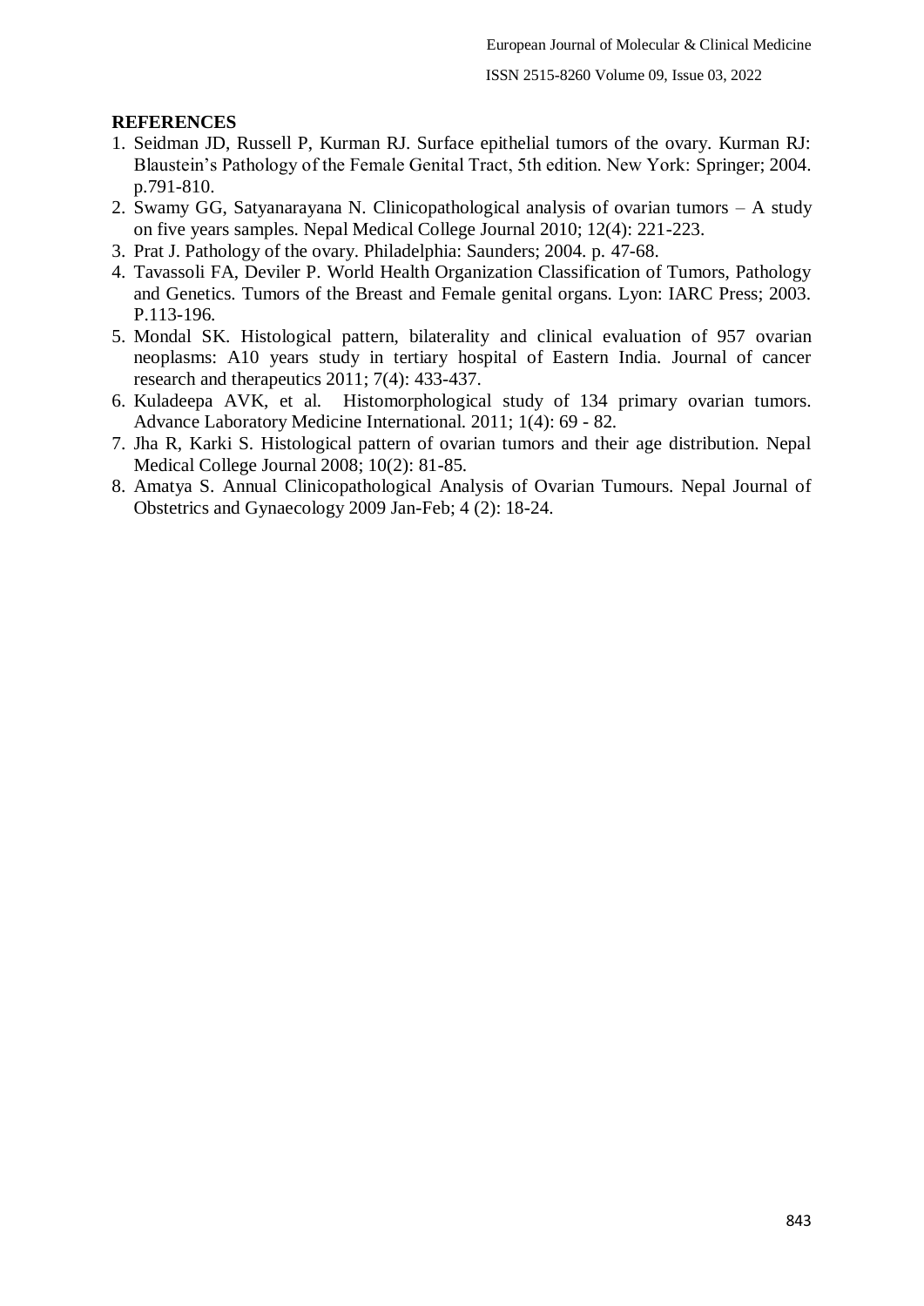## REFERENCES

1. Seidman JD, Russell P, Kurman RJ. Surface epithelial tumors of the ovary. Kurman RJ: Blaustein's Pathology of the Female Genital Tract, 5th edition. New York: Springer; 2004. p.791-810.
2. Swamy GG, Satyanarayana N. Clinicopathological analysis of ovarian tumors – A study on five years samples. Nepal Medical College Journal 2010; 12(4): 221-223.
3. Prat J. Pathology of the ovary. Philadelphia: Saunders; 2004. p. 47-68.
4. Tavassoli FA, Deviler P. World Health Organization Classification of Tumors, Pathology and Genetics. Tumors of the Breast and Female genital organs. Lyon: IARC Press; 2003. P.113-196.
5. Mondal SK. Histological pattern, bilaterality and clinical evaluation of 957 ovarian neoplasms: A10 years study in tertiary hospital of Eastern India. Journal of cancer research and therapeutics 2011; 7(4): 433-437.
6. Kuladeepa AVK, et al. Histomorphological study of 134 primary ovarian tumors. Advance Laboratory Medicine International. 2011; 1(4): 69 - 82.
7. Jha R, Karki S. Histological pattern of ovarian tumors and their age distribution. Nepal Medical College Journal 2008; 10(2): 81-85.
8. Amatya S. Annual Clinicopathological Analysis of Ovarian Tumours. Nepal Journal of Obstetrics and Gynaecology 2009 Jan-Feb; 4 (2): 18-24.